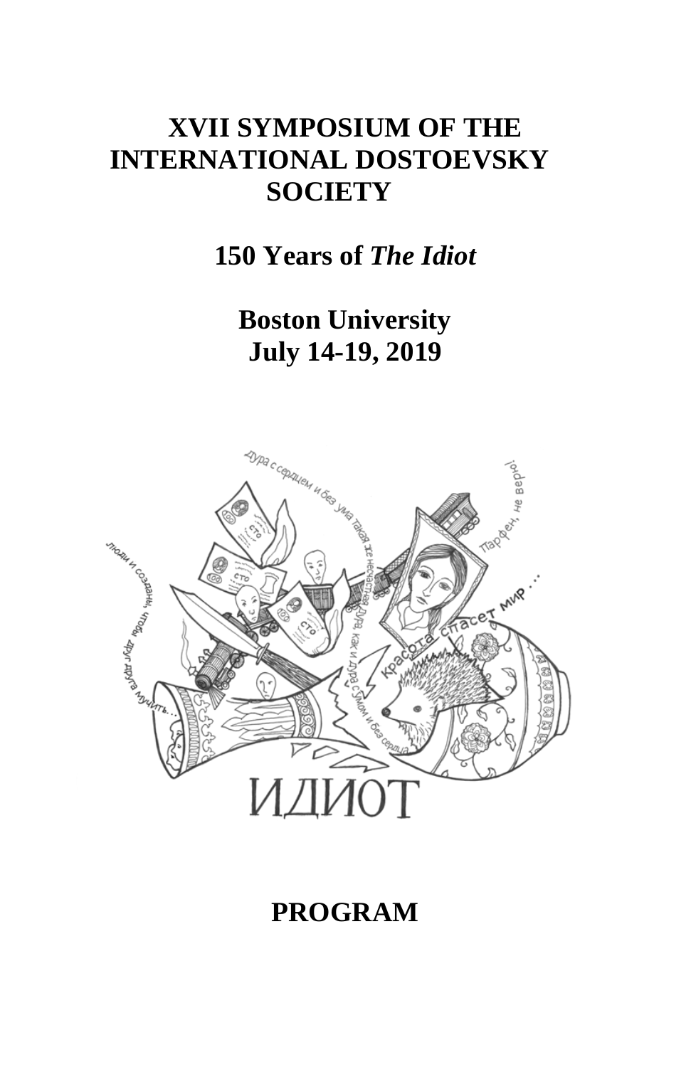# XVII SYMPOSIUM OF THE INTERNATIONAL DOSTOEVSKY SOCIETY

## 150 Years of *The Idiot*

## Boston University
## July 14-19, 2019

## PROGRAM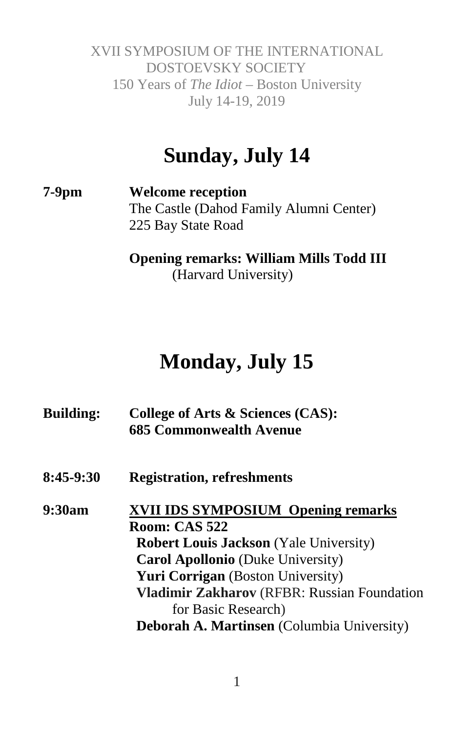XVII SYMPOSIUM OF THE INTERNATIONAL DOSTOEVSKY SOCIETY
150 Years of *The Idiot* – Boston University
July 14-19, 2019

# Sunday, July 14

**7-9pm** **Welcome reception**
The Castle (Dahod Family Alumni Center)
225 Bay State Road

**Opening remarks: William Mills Todd III**
(Harvard University)

# Monday, July 15

**Building:** **College of Arts & Sciences (CAS): 685 Commonwealth Avenue**

**8:45-9:30** **Registration, refreshments**

**9:30am** **XVII IDS SYMPOSIUM Opening remarks**
**Room: CAS 522**
**Robert Louis Jackson** (Yale University)
**Carol Apollonio** (Duke University)
**Yuri Corrigan** (Boston University)
**Vladimir Zakharov** (RFBR: Russian Foundation for Basic Research)
**Deborah A. Martinsen** (Columbia University)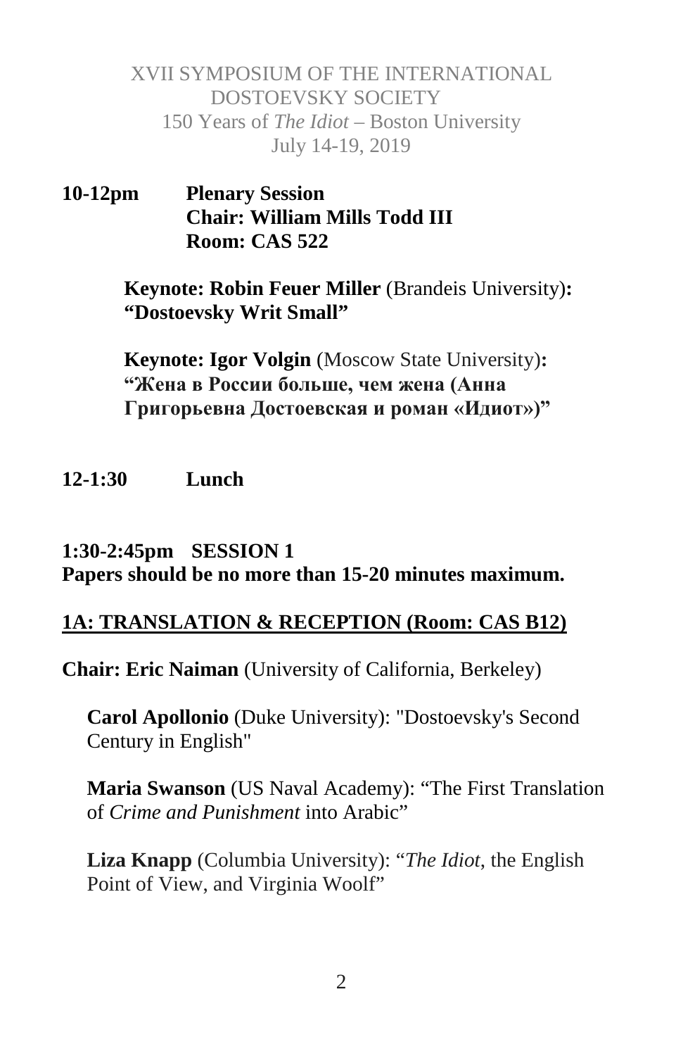XVII SYMPOSIUM OF THE INTERNATIONAL DOSTOEVSKY SOCIETY
150 Years of *The Idiot* – Boston University
July 14-19, 2019

**10-12pm Plenary Session**
**Chair: William Mills Todd III**
**Room: CAS 522**

**Keynote: Robin Feuer Miller** (Brandeis University)**:**
**"Dostoevsky Writ Small"**

**Keynote: Igor Volgin** (Moscow State University)**:**
**"Жена в России больше, чем жена (Анна Григорьевна Достоевская и роман «Идиот»)"**

**12-1:30 Lunch**

**1:30-2:45pm SESSION 1**
**Papers should be no more than 15-20 minutes maximum.**

**1A: TRANSLATION & RECEPTION (Room: CAS B12)**

**Chair: Eric Naiman** (University of California, Berkeley)

**Carol Apollonio** (Duke University): "Dostoevsky's Second Century in English"

**Maria Swanson** (US Naval Academy): "The First Translation of *Crime and Punishment* into Arabic"

**Liza Knapp** (Columbia University): "*The Idiot*, the English Point of View, and Virginia Woolf"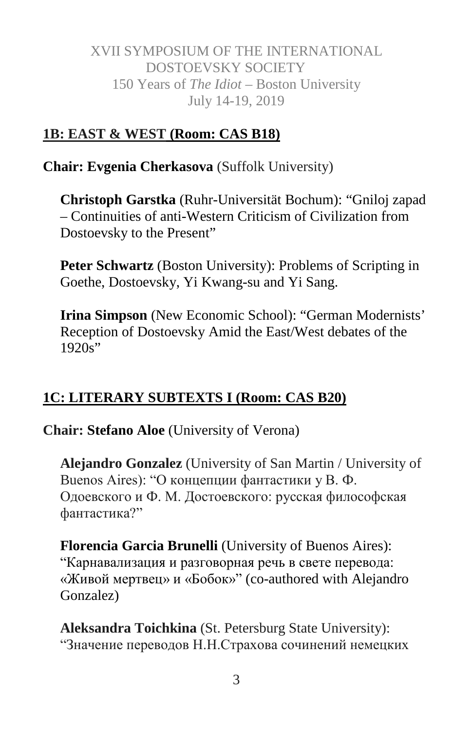## 1B: EAST & WEST (Room: CAS B18)

**Chair: Evgenia Cherkasova** (Suffolk University)

**Christoph Garstka** (Ruhr-Universität Bochum): "Gniloj zapad – Continuities of anti-Western Criticism of Civilization from Dostoevsky to the Present"

**Peter Schwartz** (Boston University): Problems of Scripting in Goethe, Dostoevsky, Yi Kwang-su and Yi Sang.

**Irina Simpson** (New Economic School): "German Modernists' Reception of Dostoevsky Amid the East/West debates of the 1920s"

## 1C: LITERARY SUBTEXTS I (Room: CAS B20)

**Chair: Stefano Aloe** (University of Verona)

**Alejandro Gonzalez** (University of San Martin / University of Buenos Aires): "О концепции фантастики у В. Ф. Одоевского и Ф. М. Достоевского: русская философская фантастика?"

**Florencia Garcia Brunelli** (University of Buenos Aires): "Карнавализация и разговорная речь в свете перевода: «Живой мертвец» и «Бобок»" (co-authored with Alejandro Gonzalez)

**Aleksandra Toichkina** (St. Petersburg State University): "Значение переводов Н.Н.Страхова сочинений немецких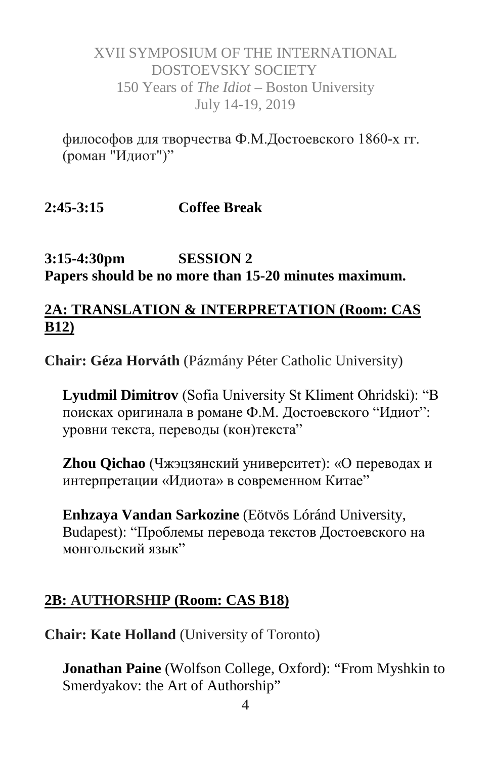философов для творчества Ф.М.Достоевского 1860-х гг. (роман "Идиот")"

**2:45-3:15 Coffee Break**

**3:15-4:30pm SESSION 2**
**Papers should be no more than 15-20 minutes maximum.**

## 2A: TRANSLATION & INTERPRETATION (Room: CAS B12)

**Chair: Géza Horváth** (Pázmány Péter Catholic University)

**Lyudmil Dimitrov** (Sofia University St Kliment Ohridski): "В поисках оригинала в романе Ф.М. Достоевского "Идиот": уровни текста, переводы (кон)текста"

**Zhou Qichao** (Чжэцзянский университет): «О переводах и интерпретации «Идиота» в современном Китае"

**Enhzaya Vandan Sarkozine** (Eötvös Lóránd University, Budapest): "Проблемы перевода текстов Достоевского на монгольский язык"

## 2B: AUTHORSHIP (Room: CAS B18)

**Chair: Kate Holland** (University of Toronto)

**Jonathan Paine** (Wolfson College, Oxford): "From Myshkin to Smerdyakov: the Art of Authorship"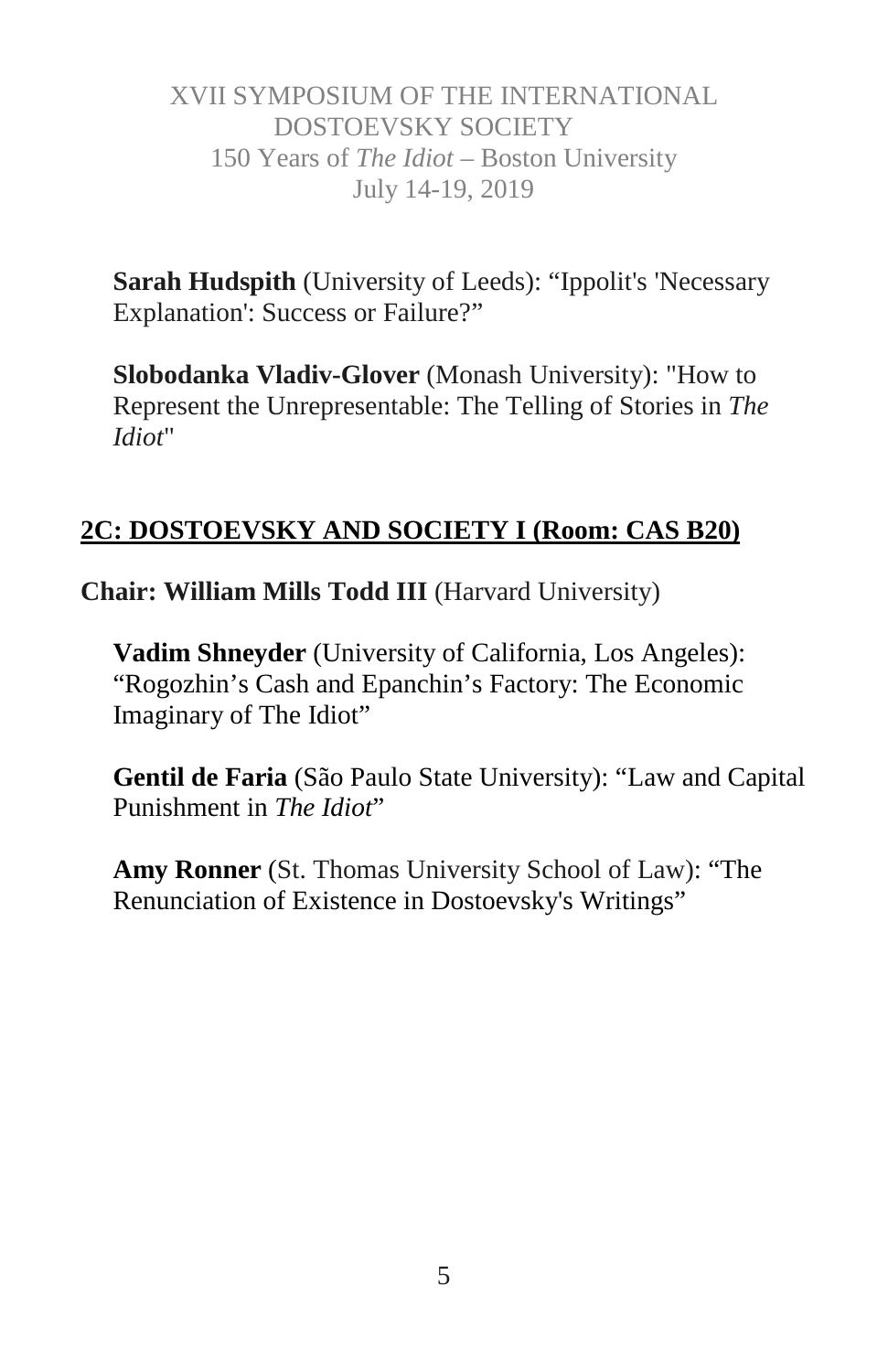**Sarah Hudspith** (University of Leeds): "Ippolit's 'Necessary Explanation': Success or Failure?"

**Slobodanka Vladiv-Glover** (Monash University): "How to Represent the Unrepresentable: The Telling of Stories in *The Idiot*"

## 2C: DOSTOEVSKY AND SOCIETY I (Room: CAS B20)

**Chair: William Mills Todd III** (Harvard University)

**Vadim Shneyder** (University of California, Los Angeles): "Rogozhin's Cash and Epanchin's Factory: The Economic Imaginary of The Idiot"

**Gentil de Faria** (São Paulo State University): "Law and Capital Punishment in *The Idiot*"

**Amy Ronner** (St. Thomas University School of Law): "The Renunciation of Existence in Dostoevsky's Writings"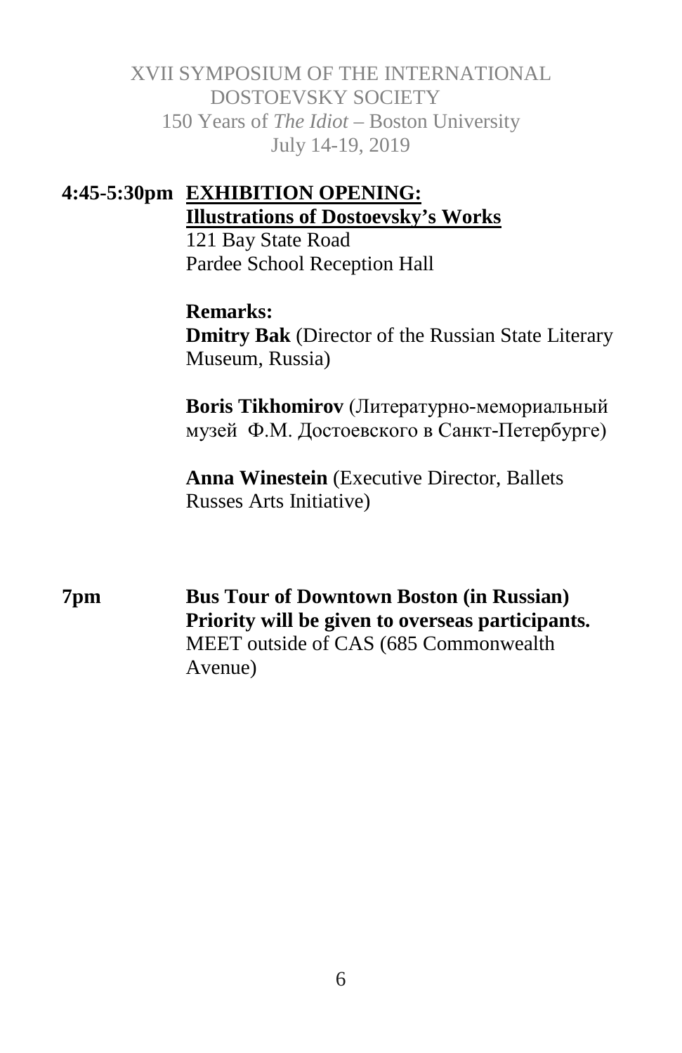**4:45-5:30pm** **EXHIBITION OPENING:**
**Illustrations of Dostoevsky's Works**
121 Bay State Road
Pardee School Reception Hall

**Remarks:**
**Dmitry Bak** (Director of the Russian State Literary Museum, Russia)

**Boris Tikhomirov** (Литературно-мемориальный музей Ф.М. Достоевского в Санкт-Петербурге)

**Anna Winestein** (Executive Director, Ballets Russes Arts Initiative)

**7pm** **Bus Tour of Downtown Boston (in Russian)**
**Priority will be given to overseas participants.**
MEET outside of CAS (685 Commonwealth Avenue)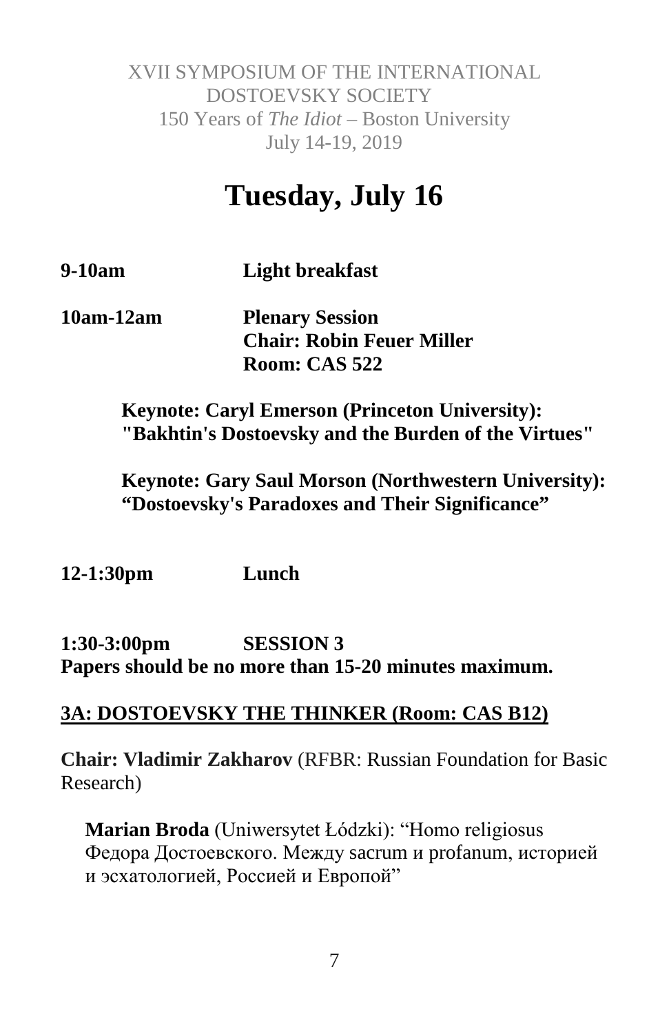XVII SYMPOSIUM OF THE INTERNATIONAL DOSTOEVSKY SOCIETY
150 Years of *The Idiot* – Boston University
July 14-19, 2019

# Tuesday, July 16

**9-10am** **Light breakfast**

**10am-12am** **Plenary Session**
**Chair: Robin Feuer Miller**
**Room: CAS 522**

**Keynote: Caryl Emerson (Princeton University): "Bakhtin's Dostoevsky and the Burden of the Virtues"**

**Keynote: Gary Saul Morson (Northwestern University): "Dostoevsky's Paradoxes and Their Significance"**

**12-1:30pm** **Lunch**

**1:30-3:00pm** **SESSION 3**
**Papers should be no more than 15-20 minutes maximum.**

**3A: DOSTOEVSKY THE THINKER (Room: CAS B12)**

**Chair: Vladimir Zakharov** (RFBR: Russian Foundation for Basic Research)

**Marian Broda** (Uniwersytet Łódzki): "Homo religiosus Федора Достоевского. Между sacrum и profanum, историей и эсхатологией, Россией и Европой"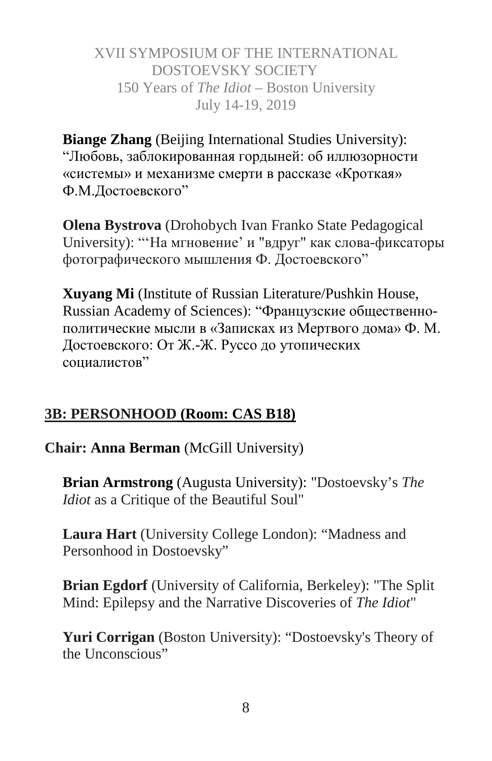**Biange Zhang** (Beijing International Studies University): "Любовь, заблокированная гордыней: об иллюзорности «системы» и механизме смерти в рассказе «Кроткая» Ф.М.Достоевского"

**Olena Bystrova** (Drohobych Ivan Franko State Pedagogical University): "'На мгновение' и "вдруг" как слова-фиксаторы фотографического мышления Ф. Достоевского"

**Xuyang Mi** (Institute of Russian Literature/Pushkin House, Russian Academy of Sciences): "Французские общественно-политические мысли в «Записках из Мертвого дома» Ф. М. Достоевского: От Ж.-Ж. Руссо до утопических социалистов"

## 3B: PERSONHOOD (Room: CAS B18)

**Chair: Anna Berman** (McGill University)

**Brian Armstrong** (Augusta University): "Dostoevsky's *The Idiot* as a Critique of the Beautiful Soul"

**Laura Hart** (University College London): "Madness and Personhood in Dostoevsky"

**Brian Egdorf** (University of California, Berkeley): "The Split Mind: Epilepsy and the Narrative Discoveries of *The Idiot*"

**Yuri Corrigan** (Boston University): "Dostoevsky's Theory of the Unconscious"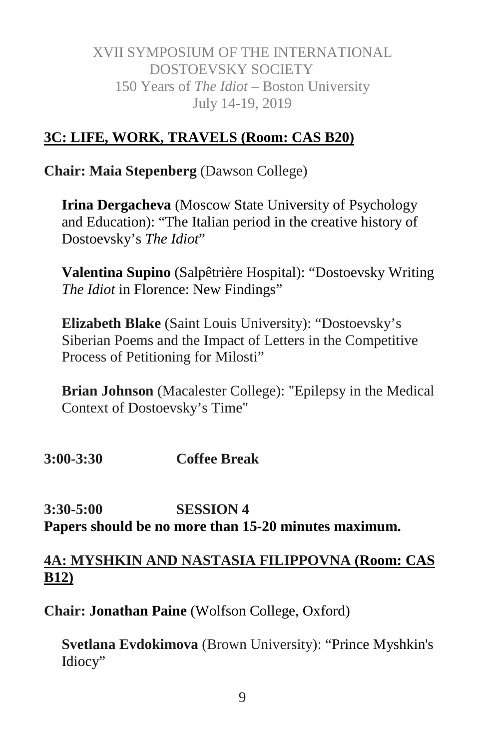## 3C: LIFE, WORK, TRAVELS (Room: CAS B20)

**Chair: Maia Stepenberg** (Dawson College)

**Irina Dergacheva** (Moscow State University of Psychology and Education): "The Italian period in the creative history of Dostoevsky's *The Idiot*"

**Valentina Supino** (Salpêtrière Hospital): "Dostoevsky Writing *The Idiot* in Florence: New Findings"

**Elizabeth Blake** (Saint Louis University): "Dostoevsky's Siberian Poems and the Impact of Letters in the Competitive Process of Petitioning for Milosti"

**Brian Johnson** (Macalester College): "Epilepsy in the Medical Context of Dostoevsky's Time"

**3:00-3:30 Coffee Break**

**3:30-5:00 SESSION 4**
**Papers should be no more than 15-20 minutes maximum.**

## 4A: MYSHKIN AND NASTASIA FILIPPOVNA (Room: CAS B12)

**Chair: Jonathan Paine** (Wolfson College, Oxford)

**Svetlana Evdokimova** (Brown University): "Prince Myshkin's Idiocy"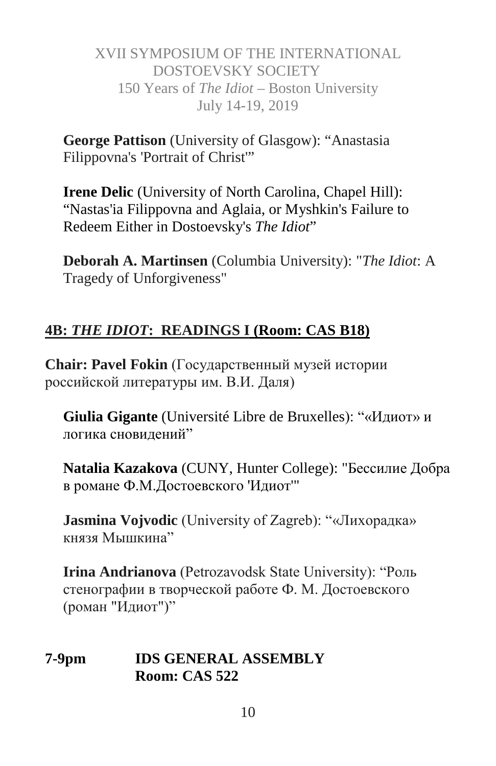**George Pattison** (University of Glasgow): “Anastasia Filippovna's 'Portrait of Christ'”

**Irene Delic** (University of North Carolina, Chapel Hill): “Nastas'ia Filippovna and Aglaia, or Myshkin's Failure to Redeem Either in Dostoevsky's *The Idiot*”

**Deborah A. Martinsen** (Columbia University): "*The Idiot*: A Tragedy of Unforgiveness"

## 4B: *THE IDIOT*: READINGS I (Room: CAS B18)

**Chair: Pavel Fokin** (Государственный музей истории российской литературы им. В.И. Даля)

**Giulia Gigante** (Université Libre de Bruxelles): “«Идиот» и логика сновидений”

**Natalia Kazakova** (CUNY, Hunter College): "Бессилие Добра в романе Ф.М.Достоевского 'Идиот'"

**Jasmina Vojvodic** (University of Zagreb): “«Лихорадка» князя Мышкина”

**Irina Andrianova** (Petrozavodsk State University): “Роль стенографии в творческой работе Ф. М. Достоевского (роман "Идиот")”

**7-9pm IDS GENERAL ASSEMBLY**
**Room: CAS 522**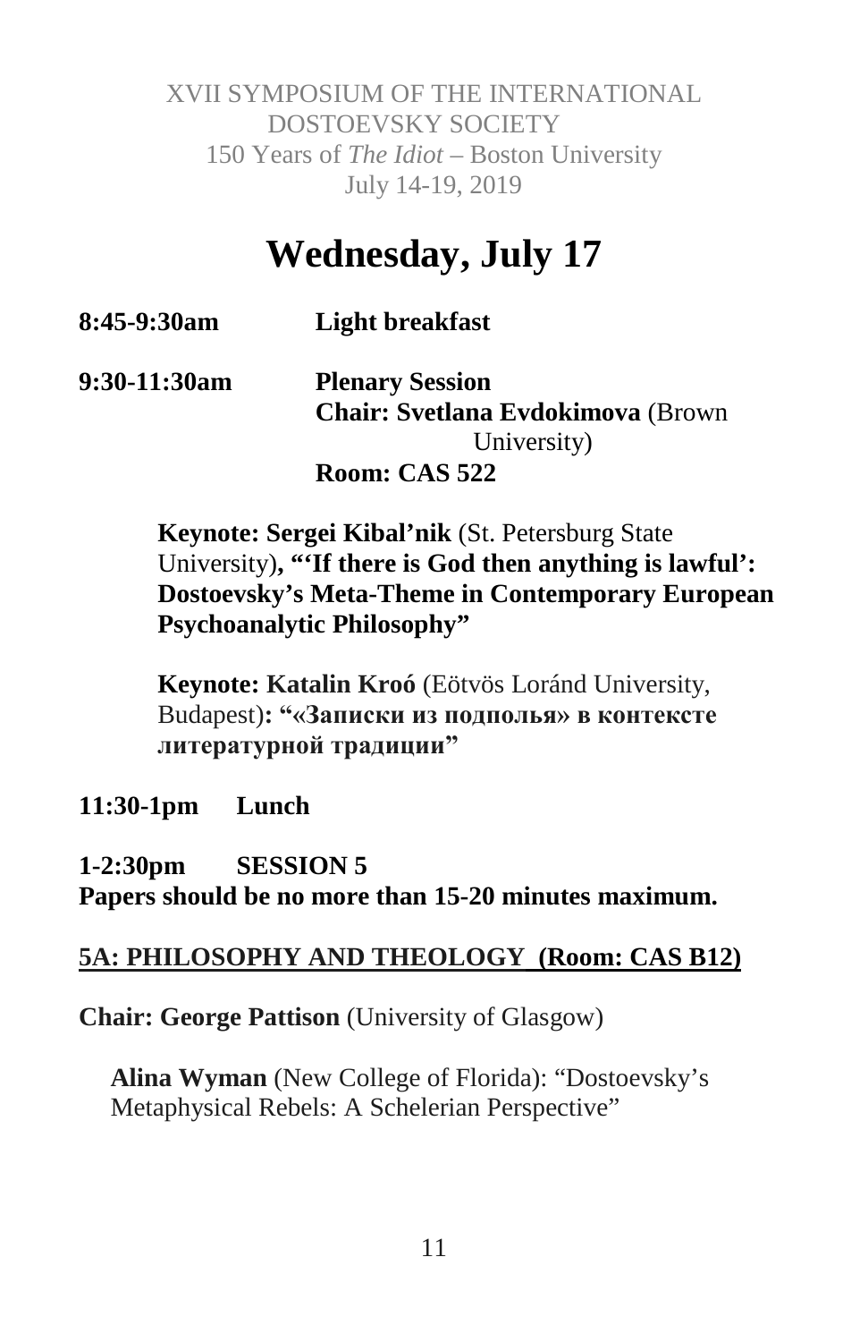# Wednesday, July 17

**8:45-9:30am** **Light breakfast**

**9:30-11:30am** **Plenary Session**
**Chair: Svetlana Evdokimova** (Brown University)
**Room: CAS 522**

**Keynote: Sergei Kibal'nik** (St. Petersburg State University)**, "'If there is God then anything is lawful': Dostoevsky's Meta-Theme in Contemporary European Psychoanalytic Philosophy"**

**Keynote: Katalin Kroó** (Eötvös Loránd University, Budapest)**: "«Записки из подполья» в контексте литературной традиции"**

**11:30-1pm** **Lunch**

**1-2:30pm** **SESSION 5**
**Papers should be no more than 15-20 minutes maximum.**

**5A: PHILOSOPHY AND THEOLOGY (Room: CAS B12)**

**Chair: George Pattison** (University of Glasgow)

**Alina Wyman** (New College of Florida): "Dostoevsky's Metaphysical Rebels: A Schelerian Perspective"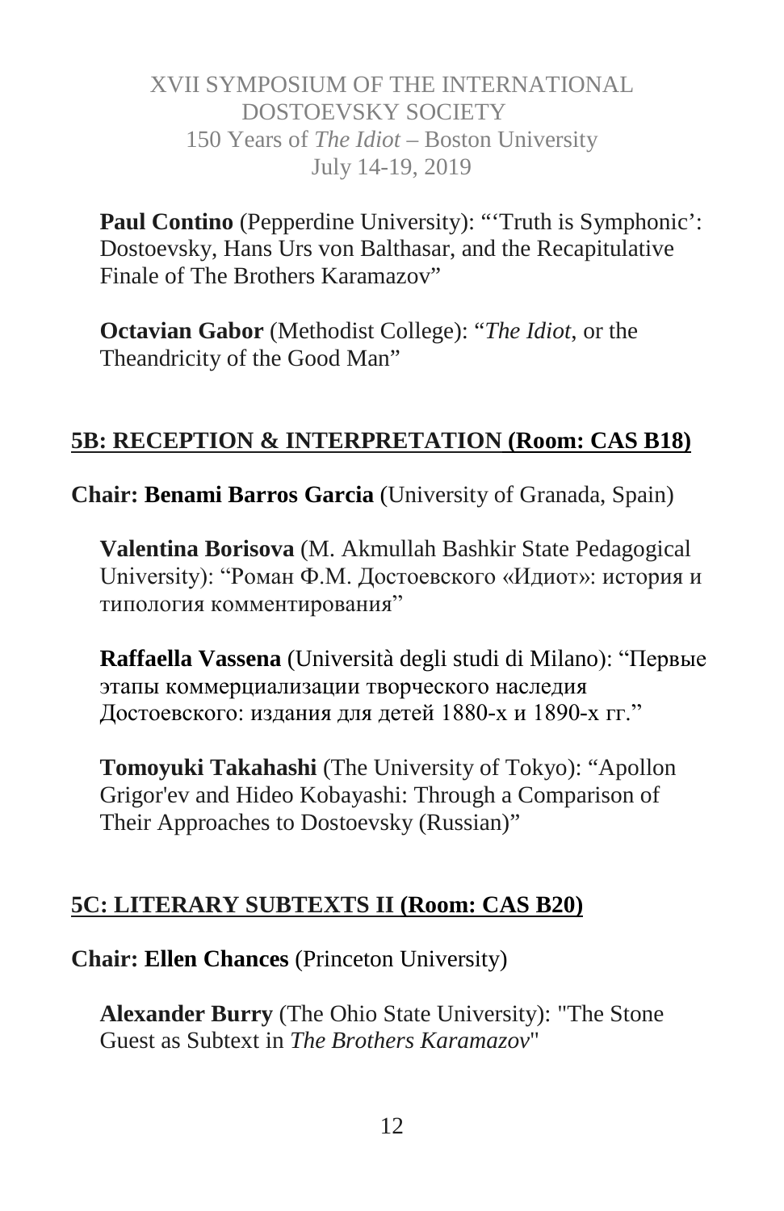**Paul Contino** (Pepperdine University): "'Truth is Symphonic': Dostoevsky, Hans Urs von Balthasar, and the Recapitulative Finale of The Brothers Karamazov"

**Octavian Gabor** (Methodist College): "*The Idiot*, or the Theandricity of the Good Man"

## 5B: RECEPTION & INTERPRETATION (Room: CAS B18)

**Chair: Benami Barros Garcia** (University of Granada, Spain)

**Valentina Borisova** (M. Akmullah Bashkir State Pedagogical University): "Роман Ф.М. Достоевского «Идиот»: история и типология комментирования"

**Raffaella Vassena** (Università degli studi di Milano): "Первые этапы коммерциализации творческого наследия Достоевского: издания для детей 1880-х и 1890-х гг."

**Tomoyuki Takahashi** (The University of Tokyo): "Apollon Grigor'ev and Hideo Kobayashi: Through a Comparison of Their Approaches to Dostoevsky (Russian)"

## 5C: LITERARY SUBTEXTS II (Room: CAS B20)

**Chair: Ellen Chances** (Princeton University)

**Alexander Burry** (The Ohio State University): "The Stone Guest as Subtext in *The Brothers Karamazov*"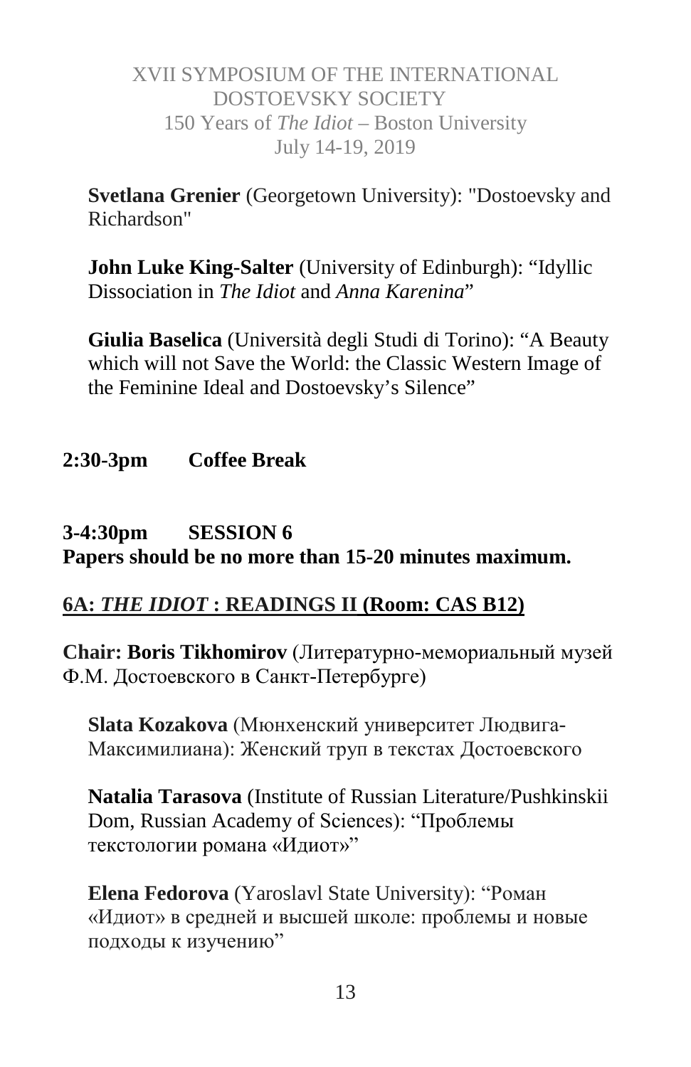**Svetlana Grenier** (Georgetown University): "Dostoevsky and Richardson"

**John Luke King-Salter** (University of Edinburgh): “Idyllic Dissociation in *The Idiot* and *Anna Karenina*”

**Giulia Baselica** (Università degli Studi di Torino): “A Beauty which will not Save the World: the Classic Western Image of the Feminine Ideal and Dostoevsky’s Silence”

**2:30-3pm Coffee Break**

**3-4:30pm SESSION 6**
**Papers should be no more than 15-20 minutes maximum.**

### 6A: *THE IDIOT* : READINGS II (Room: CAS B12)

**Chair: Boris Tikhomirov** (Литературно-мемориальный музей Ф.М. Достоевского в Санкт-Петербурге)

**Slata Kozakova** (Мюнхенский университет Людвига-Максимилиана): Женский труп в текстах Достоевского

**Natalia Tarasova** (Institute of Russian Literature/Pushkinskii Dom, Russian Academy of Sciences): “Проблемы текстологии романа «Идиот»”

**Elena Fedorova** (Yaroslavl State University): “Роман «Идиот» в средней и высшей школе: проблемы и новые подходы к изучению”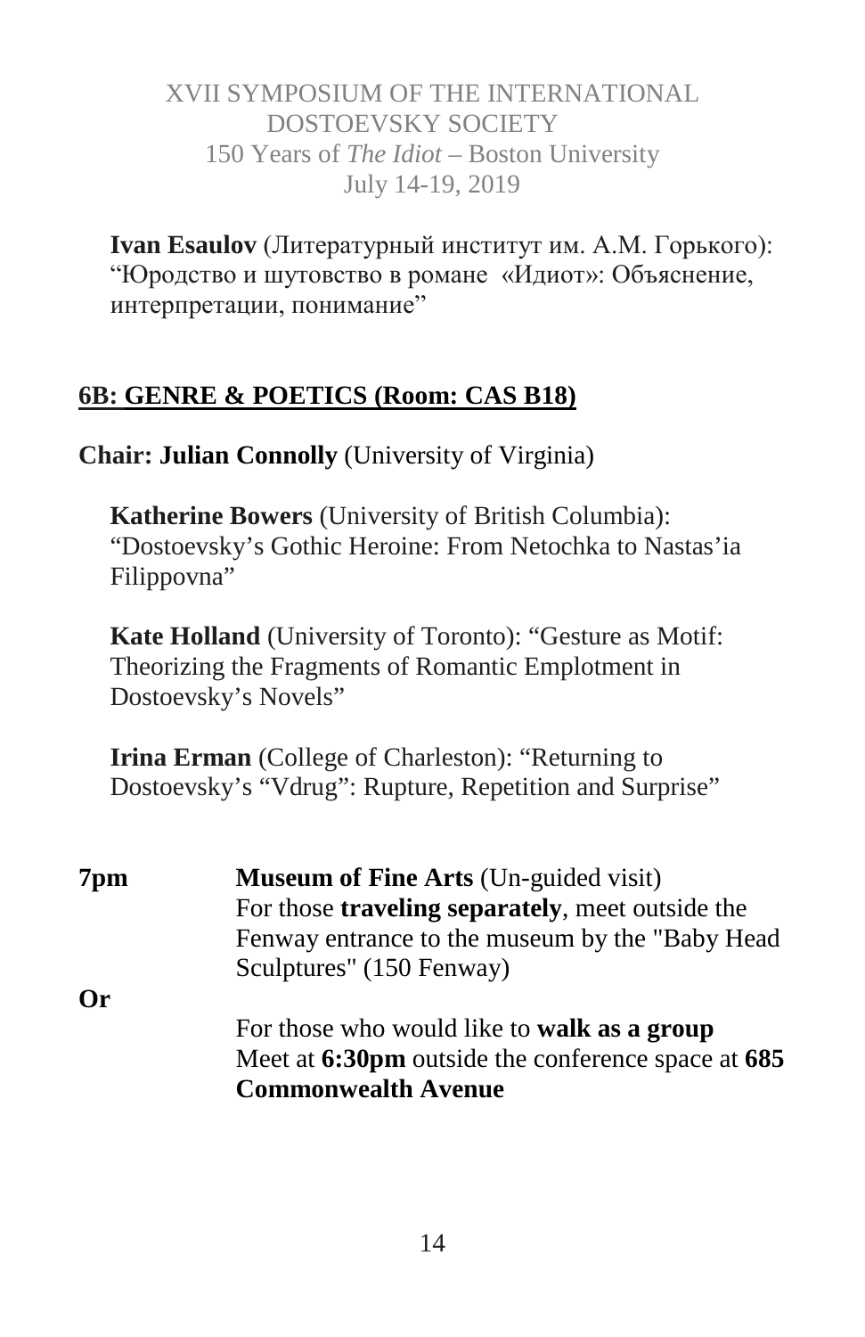**Ivan Esaulov** (Литературный институт им. А.М. Горького): "Юродство и шутовство в романе «Идиот»: Объяснение, интерпретации, понимание"

## 6B: GENRE & POETICS (Room: CAS B18)

**Chair: Julian Connolly** (University of Virginia)

**Katherine Bowers** (University of British Columbia): "Dostoevsky's Gothic Heroine: From Netochka to Nastas'ia Filippovna"

**Kate Holland** (University of Toronto): "Gesture as Motif: Theorizing the Fragments of Romantic Emplotment in Dostoevsky's Novels"

**Irina Erman** (College of Charleston): "Returning to Dostoevsky's "Vdrug": Rupture, Repetition and Surprise"

**7pm** **Museum of Fine Arts** (Un-guided visit)
For those **traveling separately**, meet outside the Fenway entrance to the museum by the "Baby Head Sculptures" (150 Fenway)

**Or**

For those who would like to **walk as a group**
Meet at **6:30pm** outside the conference space at **685 Commonwealth Avenue**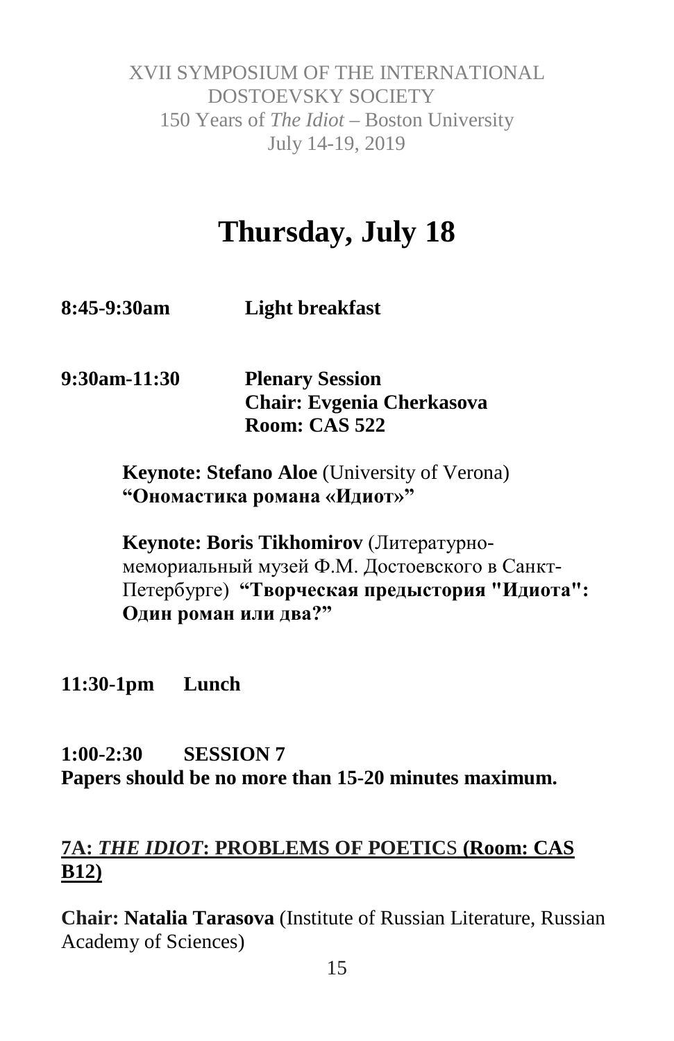# Thursday, July 18

**8:45-9:30am** **Light breakfast**

**9:30am-11:30** **Plenary Session**
**Chair: Evgenia Cherkasova**
**Room: CAS 522**

**Keynote: Stefano Aloe** (University of Verona) **"Ономастика романа «Идиот»"**

**Keynote: Boris Tikhomirov** (Литературно-мемориальный музей Ф.М. Достоевского в Санкт-Петербурге) **"Творческая предыстория "Идиота": Один роман или два?"**

**11:30-1pm** **Lunch**

**1:00-2:30** **SESSION 7**
**Papers should be no more than 15-20 minutes maximum.**

## 7A: *THE IDIOT*: PROBLEMS OF POETICS (Room: CAS B12)

**Chair: Natalia Tarasova** (Institute of Russian Literature, Russian Academy of Sciences)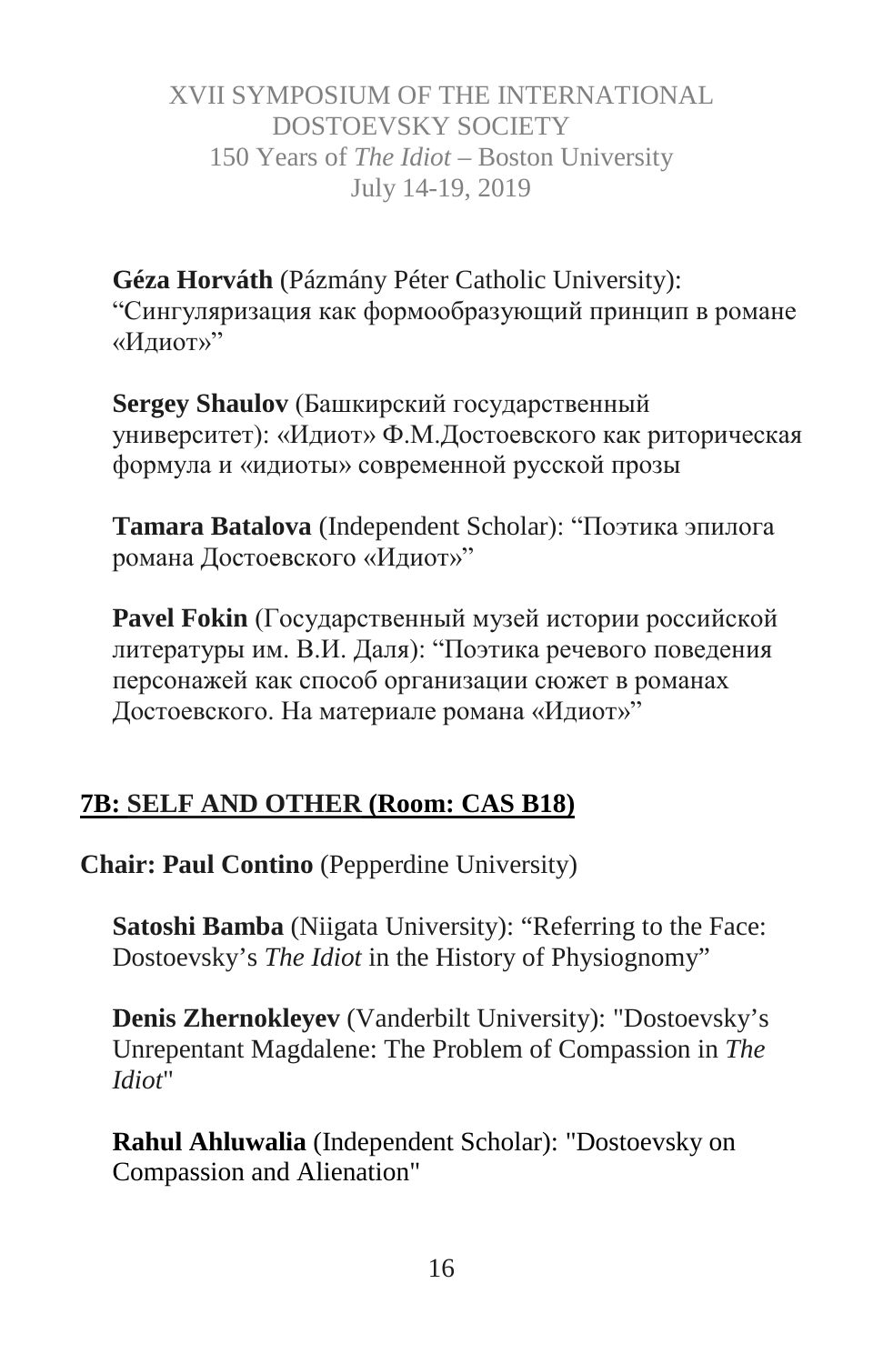**Géza Horváth** (Pázmány Péter Catholic University): “Сингуляризация как формообразующий принцип в романе «Идиот»”

**Sergey Shaulov** (Башкирский государственный университет): «Идиот» Ф.М.Достоевского как риторическая формула и «идиоты» современной русской прозы

**Tamara Batalova** (Independent Scholar): “Поэтика эпилога романа Достоевского «Идиот»”

**Pavel Fokin** (Государственный музей истории российской литературы им. В.И. Даля): “Поэтика речевого поведения персонажей как способ организации сюжет в романах Достоевского. На материале романа «Идиот»”

## 7B: SELF AND OTHER (Room: CAS B18)

**Chair: Paul Contino** (Pepperdine University)

**Satoshi Bamba** (Niigata University): “Referring to the Face: Dostoevsky’s *The Idiot* in the History of Physiognomy”

**Denis Zhernokleyev** (Vanderbilt University): "Dostoevsky’s Unrepentant Magdalene: The Problem of Compassion in *The Idiot*"

**Rahul Ahluwalia** (Independent Scholar): "Dostoevsky on Compassion and Alienation"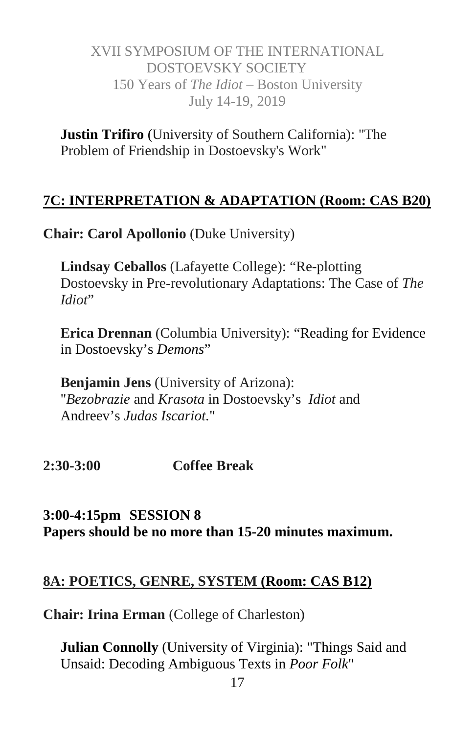**Justin Trifiro** (University of Southern California): "The Problem of Friendship in Dostoevsky's Work"

## 7C: INTERPRETATION & ADAPTATION (Room: CAS B20)

**Chair: Carol Apollonio** (Duke University)

**Lindsay Ceballos** (Lafayette College): "Re-plotting Dostoevsky in Pre-revolutionary Adaptations: The Case of *The Idiot*"

**Erica Drennan** (Columbia University): "Reading for Evidence in Dostoevsky's *Demons*"

**Benjamin Jens** (University of Arizona): "*Bezobrazie* and *Krasota* in Dostoevsky's *Idiot* and Andreev's *Judas Iscariot*."

**2:30-3:00 Coffee Break**

**3:00-4:15pm SESSION 8**
**Papers should be no more than 15-20 minutes maximum.**

## 8A: POETICS, GENRE, SYSTEM (Room: CAS B12)

**Chair: Irina Erman** (College of Charleston)

**Julian Connolly** (University of Virginia): "Things Said and Unsaid: Decoding Ambiguous Texts in *Poor Folk*"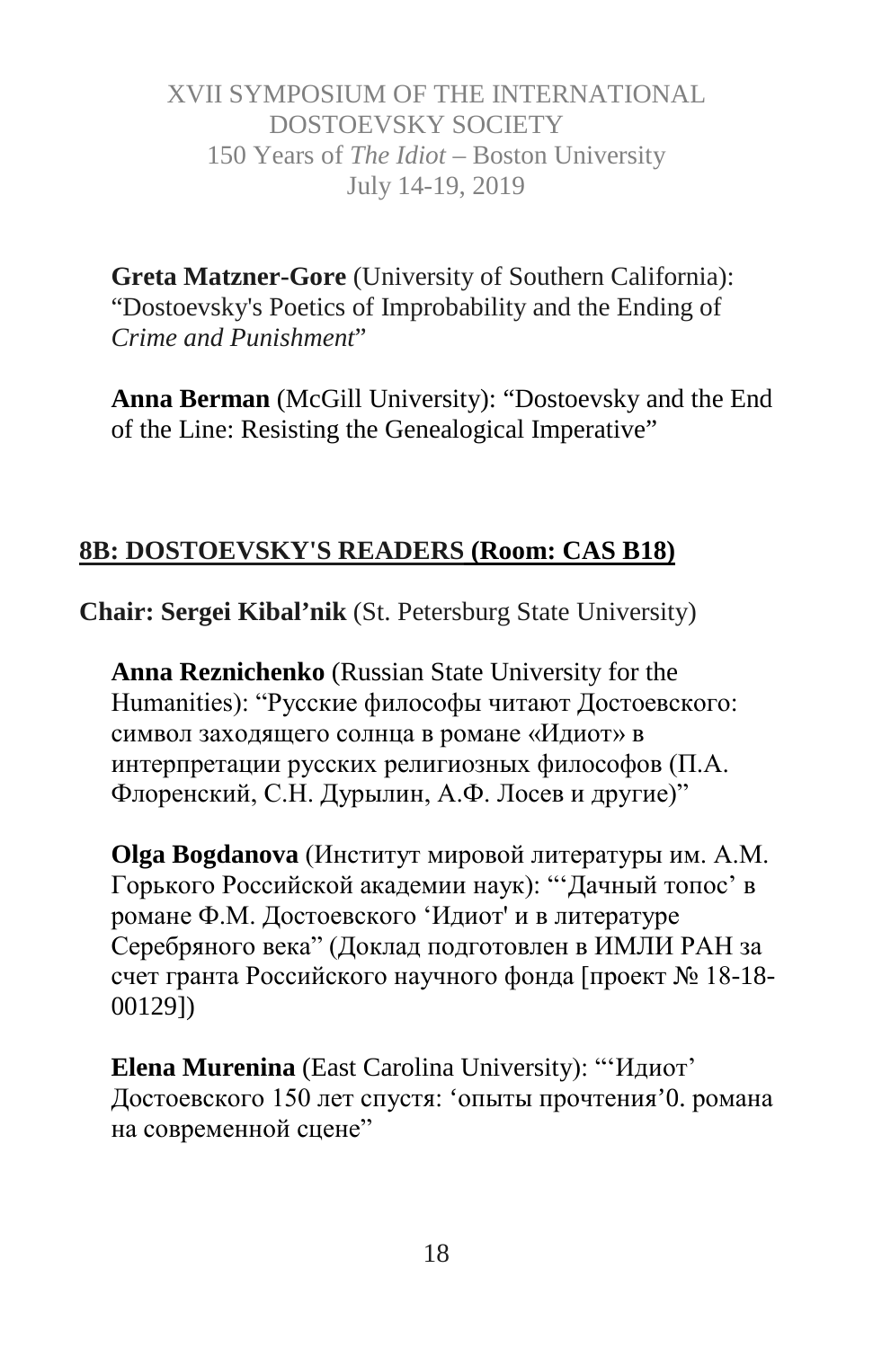**Greta Matzner-Gore** (University of Southern California): “Dostoevsky's Poetics of Improbability and the Ending of *Crime and Punishment*”

**Anna Berman** (McGill University): “Dostoevsky and the End of the Line: Resisting the Genealogical Imperative”

## 8B: DOSTOEVSKY'S READERS (Room: CAS B18)

**Chair: Sergei Kibal’nik** (St. Petersburg State University)

**Anna Reznichenko** (Russian State University for the Humanities): “Русские философы читают Достоевского: символ заходящего солнца в романе «Идиот» в интерпретации русских религиозных философов (П.А. Флоренский, С.Н. Дурылин, А.Ф. Лосев и другие)”

**Olga Bogdanova** (Институт мировой литературы им. А.М. Горького Российской академии наук): “‘Дачный топос’ в романе Ф.М. Достоевского ‘Идиот' и в литературе Серебряного века” (Доклад подготовлен в ИМЛИ РАН за счет гранта Российского научного фонда [проект № 18-18-00129])

**Elena Murenina** (East Carolina University): “‘Идиот’ Достоевского 150 лет спустя: ‘опыты прочтения’0. романа на современной сцене”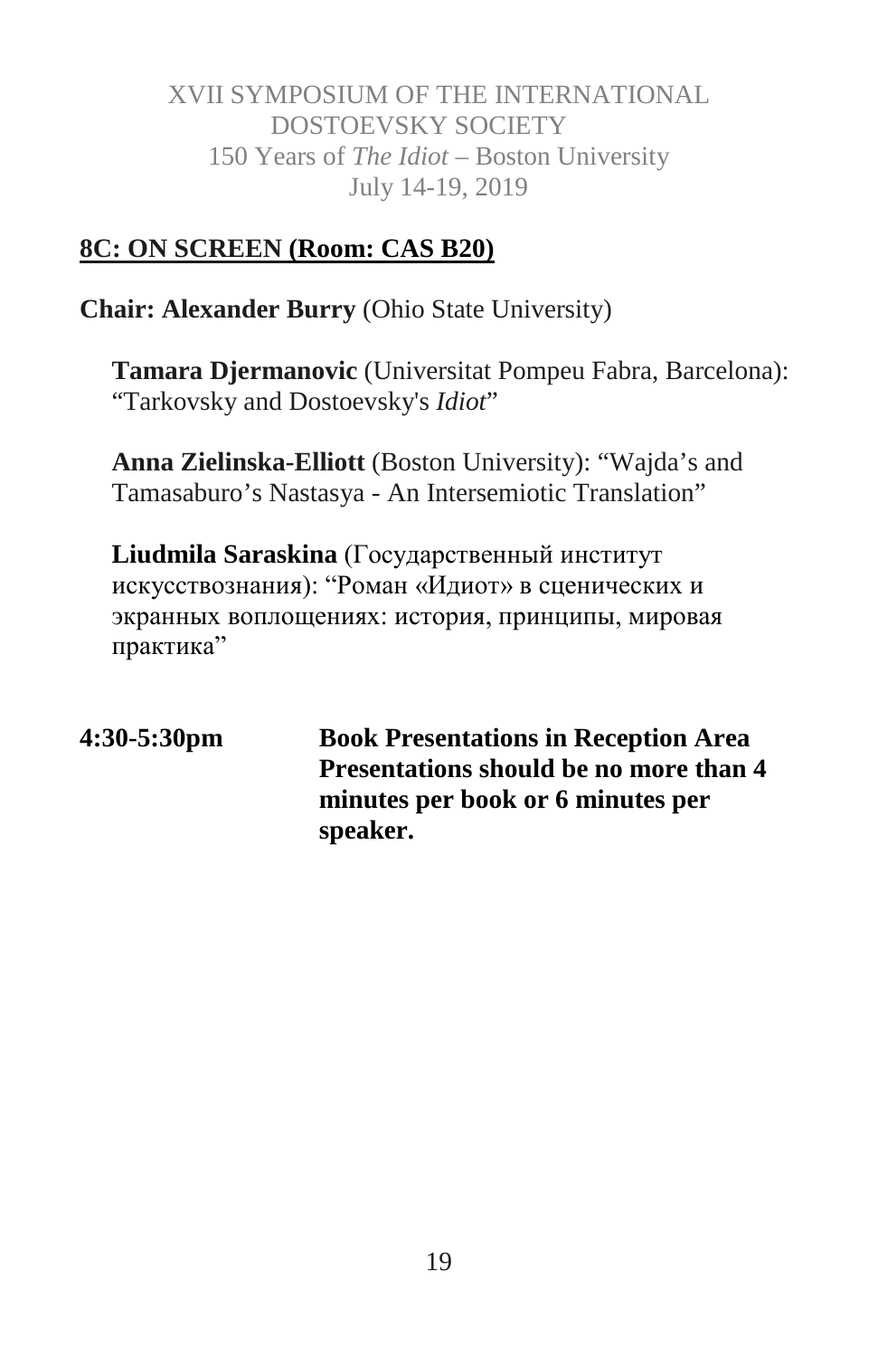**8C: ON SCREEN (Room: CAS B20)**

**Chair: Alexander Burry** (Ohio State University)

**Tamara Djermanovic** (Universitat Pompeu Fabra, Barcelona): "Tarkovsky and Dostoevsky's *Idiot*"

**Anna Zielinska-Elliott** (Boston University): "Wajda's and Tamasaburo's Nastasya - An Intersemiotic Translation"

**Liudmila Saraskina** (Государственный институт искусствознания): "Роман «Идиот» в сценических и экранных воплощениях: история, принципы, мировая практика"

**4:30-5:30pm** **Book Presentations in Reception Area Presentations should be no more than 4 minutes per book or 6 minutes per speaker.**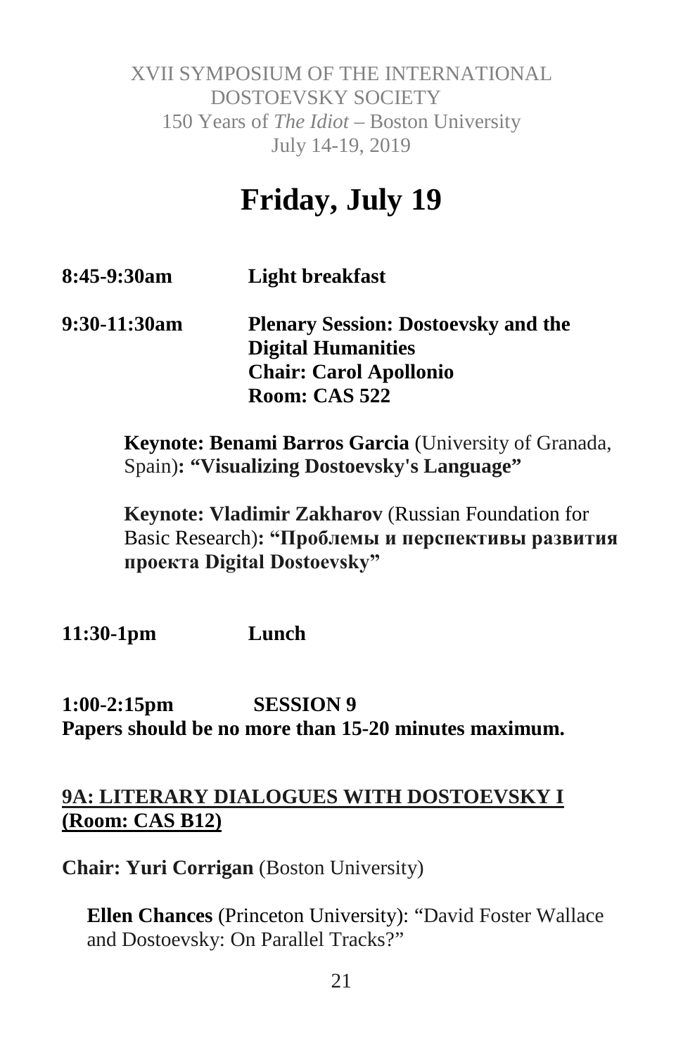XVII SYMPOSIUM OF THE INTERNATIONAL DOSTOEVSKY SOCIETY
150 Years of *The Idiot* – Boston University
July 14-19, 2019

# Friday, July 19

**8:45-9:30am** **Light breakfast**

**9:30-11:30am** **Plenary Session: Dostoevsky and the Digital Humanities**
**Chair: Carol Apollonio**
**Room: CAS 522**

**Keynote: Benami Barros Garcia** (University of Granada, Spain)**: "Visualizing Dostoevsky's Language"**

**Keynote: Vladimir Zakharov** (Russian Foundation for Basic Research)**: "Проблемы и перспективы развития проекта Digital Dostoevsky"**

**11:30-1pm** **Lunch**

**1:00-2:15pm** **SESSION 9**
**Papers should be no more than 15-20 minutes maximum.**

## 9A: LITERARY DIALOGUES WITH DOSTOEVSKY I (Room: CAS B12)

**Chair: Yuri Corrigan** (Boston University)

**Ellen Chances** (Princeton University): "David Foster Wallace and Dostoevsky: On Parallel Tracks?"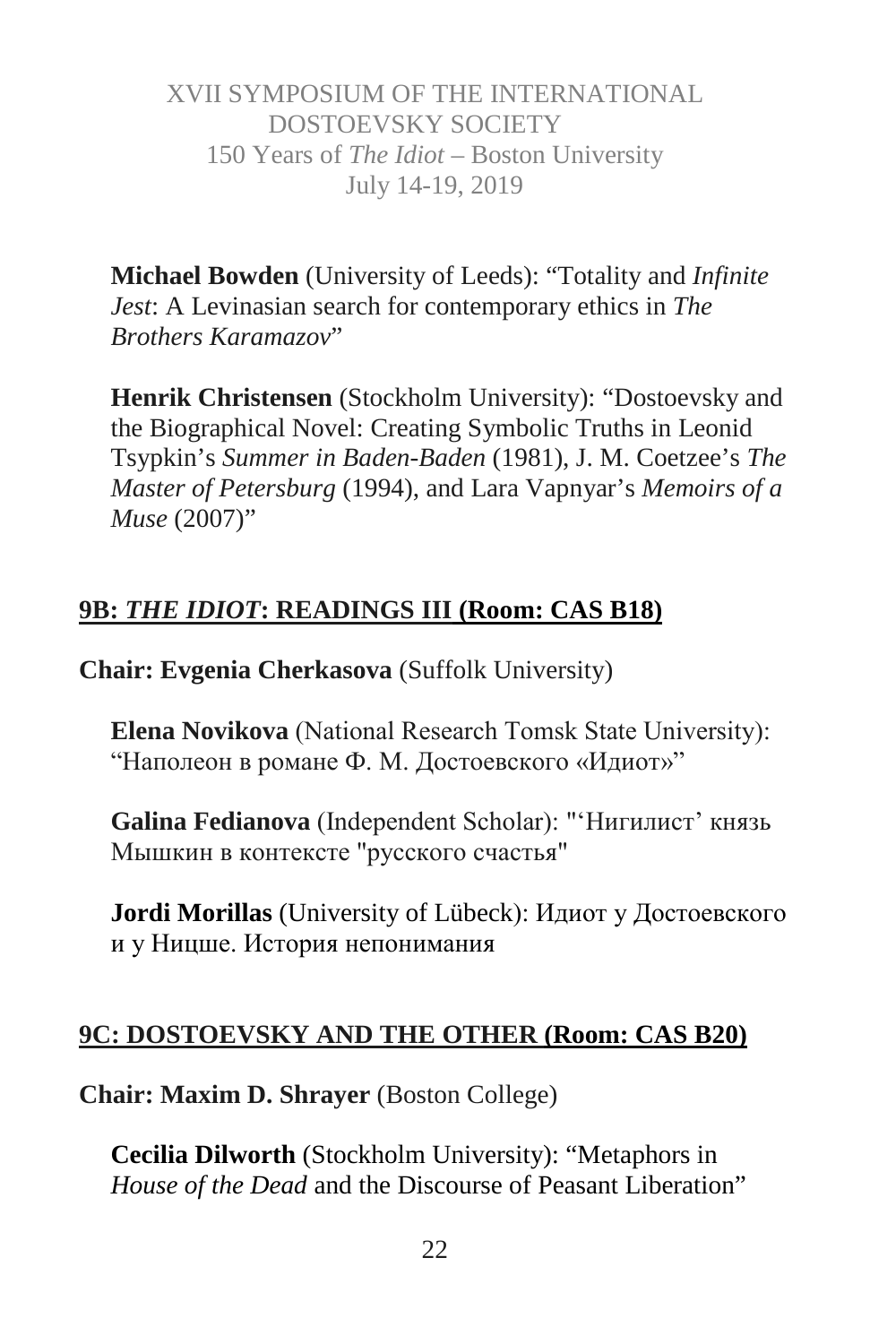**Michael Bowden** (University of Leeds): “Totality and *Infinite Jest*: A Levinasian search for contemporary ethics in *The Brothers Karamazov*”

**Henrik Christensen** (Stockholm University): “Dostoevsky and the Biographical Novel: Creating Symbolic Truths in Leonid Tsypkin’s *Summer in Baden-Baden* (1981), J. M. Coetzee’s *The Master of Petersburg* (1994), and Lara Vapnyar’s *Memoirs of a Muse* (2007)”

## 9B: *THE IDIOT*: READINGS III (Room: CAS B18)

**Chair: Evgenia Cherkasova** (Suffolk University)

**Elena Novikova** (National Research Tomsk State University): “Наполеон в романе Ф. М. Достоевского «Идиот»”

**Galina Fedianova** (Independent Scholar): "‘Нигилист’ князь Мышкин в контексте "русского счастья"

**Jordi Morillas** (University of Lübeck): Идиот у Достоевского и у Ницше. История непонимания

## 9C: DOSTOEVSKY AND THE OTHER (Room: CAS B20)

**Chair: Maxim D. Shrayer** (Boston College)

**Cecilia Dilworth** (Stockholm University): “Metaphors in *House of the Dead* and the Discourse of Peasant Liberation”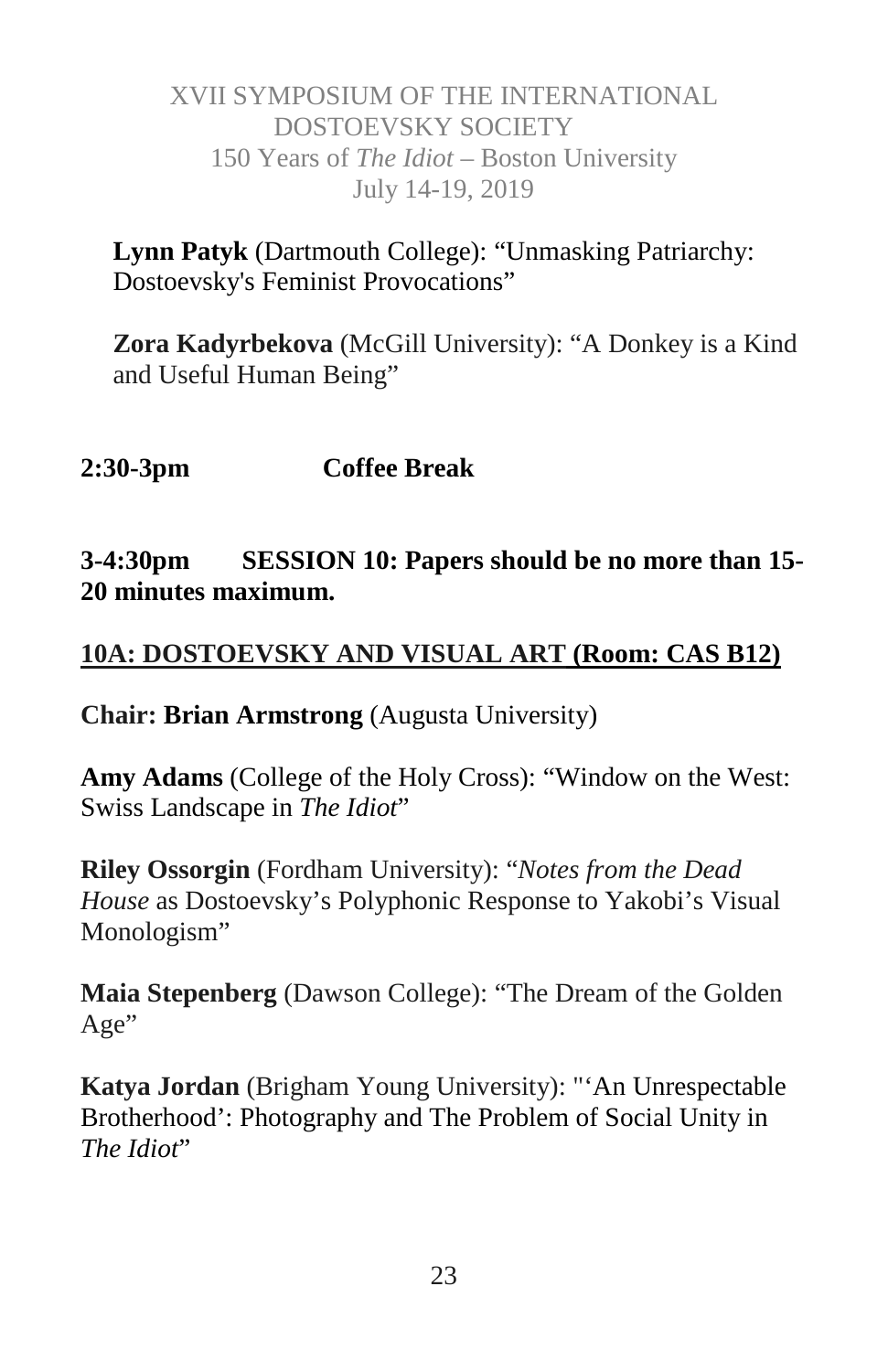**Lynn Patyk** (Dartmouth College): “Unmasking Patriarchy: Dostoevsky's Feminist Provocations”

**Zora Kadyrbekova** (McGill University): “A Donkey is a Kind and Useful Human Being”

**2:30-3pm Coffee Break**

**3-4:30pm SESSION 10: Papers should be no more than 15-20 minutes maximum.**

**10A: DOSTOEVSKY AND VISUAL ART (Room: CAS B12)**

**Chair: Brian Armstrong** (Augusta University)

**Amy Adams** (College of the Holy Cross): “Window on the West: Swiss Landscape in *The Idiot*”

**Riley Ossorgin** (Fordham University): “*Notes from the Dead House* as Dostoevsky’s Polyphonic Response to Yakobi’s Visual Monologism”

**Maia Stepenberg** (Dawson College): “The Dream of the Golden Age”

**Katya Jordan** (Brigham Young University): "‘An Unrespectable Brotherhood’: Photography and The Problem of Social Unity in *The Idiot*”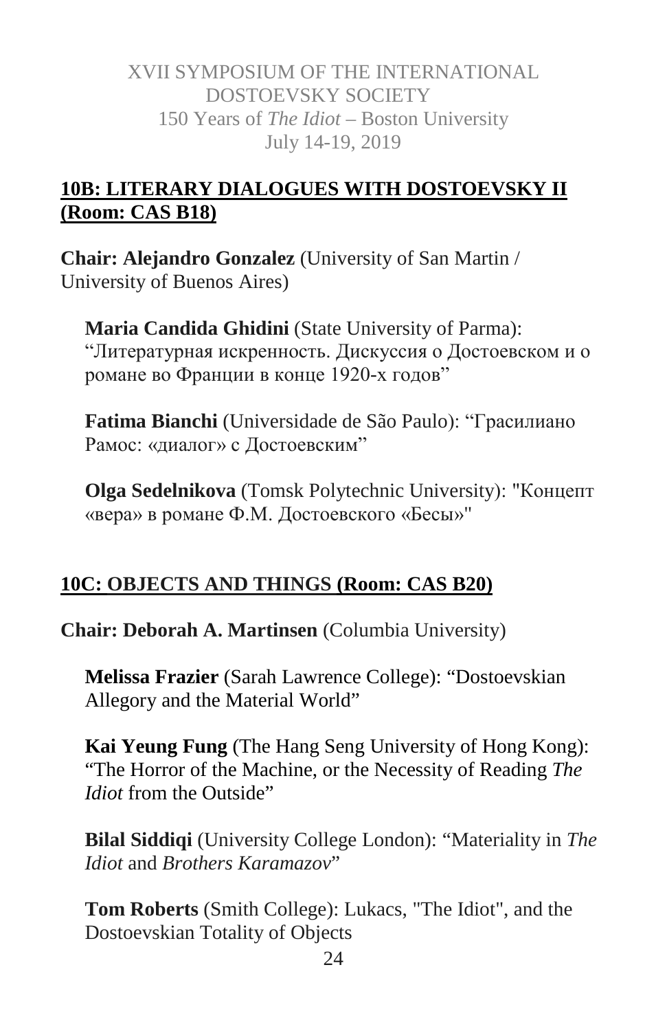## 10B: LITERARY DIALOGUES WITH DOSTOEVSKY II (Room: CAS B18)

**Chair: Alejandro Gonzalez** (University of San Martin / University of Buenos Aires)

**Maria Candida Ghidini** (State University of Parma): "Литературная искренность. Дискуссия о Достоевском и о романе во Франции в конце 1920-х годов"

**Fatima Bianchi** (Universidade de São Paulo): "Грасилиано Рамос: «диалог» с Достоевским"

**Olga Sedelnikova** (Tomsk Polytechnic University): "Концепт «вера» в романе Ф.М. Достоевского «Бесы»"

## 10C: OBJECTS AND THINGS (Room: CAS B20)

**Chair: Deborah A. Martinsen** (Columbia University)

**Melissa Frazier** (Sarah Lawrence College): "Dostoevskian Allegory and the Material World"

**Kai Yeung Fung** (The Hang Seng University of Hong Kong): "The Horror of the Machine, or the Necessity of Reading *The Idiot* from the Outside"

**Bilal Siddiqi** (University College London): "Materiality in *The Idiot* and *Brothers Karamazov*"

**Tom Roberts** (Smith College): Lukacs, "The Idiot", and the Dostoevskian Totality of Objects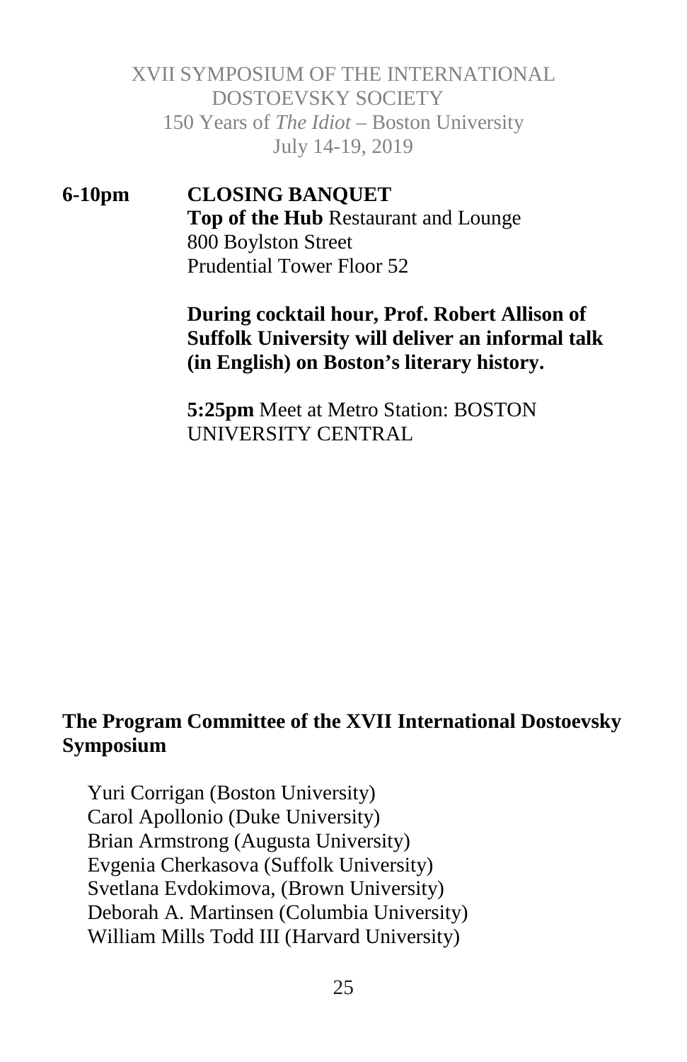**6-10pm** **CLOSING BANQUET**
**Top of the Hub** Restaurant and Lounge
800 Boylston Street
Prudential Tower Floor 52

**During cocktail hour, Prof. Robert Allison of Suffolk University will deliver an informal talk (in English) on Boston's literary history.**

**5:25pm** Meet at Metro Station: BOSTON UNIVERSITY CENTRAL

**The Program Committee of the XVII International Dostoevsky Symposium**

Yuri Corrigan (Boston University)
Carol Apollonio (Duke University)
Brian Armstrong (Augusta University)
Evgenia Cherkasova (Suffolk University)
Svetlana Evdokimova, (Brown University)
Deborah A. Martinsen (Columbia University)
William Mills Todd III (Harvard University)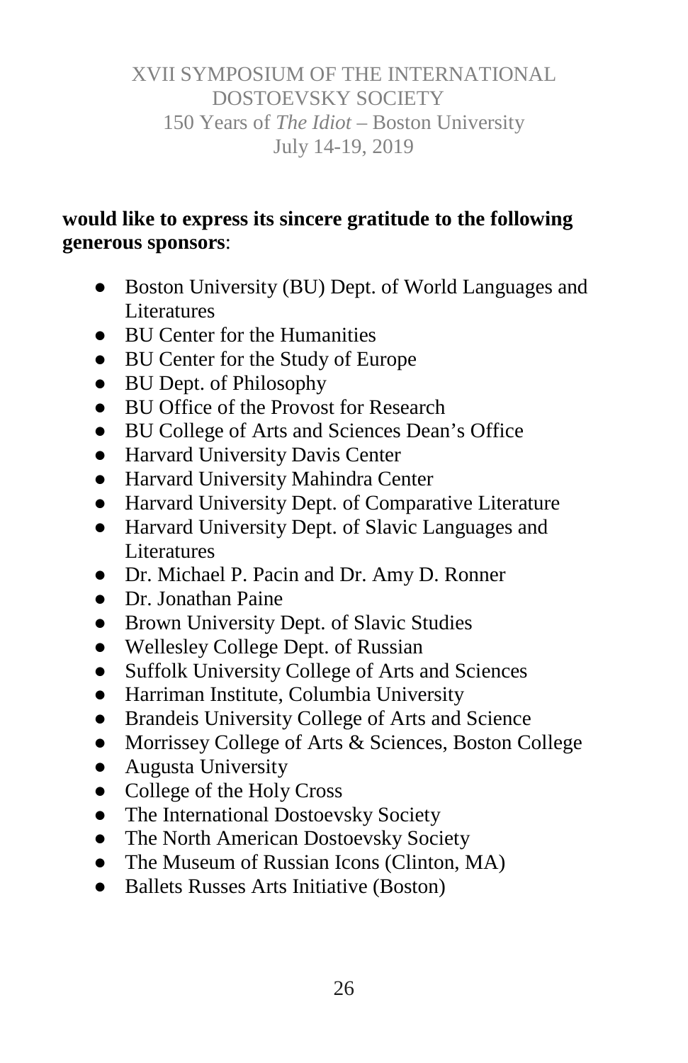XVII SYMPOSIUM OF THE INTERNATIONAL DOSTOEVSKY SOCIETY
150 Years of *The Idiot* – Boston University
July 14-19, 2019

**would like to express its sincere gratitude to the following generous sponsors**:

- Boston University (BU) Dept. of World Languages and Literatures
- BU Center for the Humanities
- BU Center for the Study of Europe
- BU Dept. of Philosophy
- BU Office of the Provost for Research
- BU College of Arts and Sciences Dean's Office
- Harvard University Davis Center
- Harvard University Mahindra Center
- Harvard University Dept. of Comparative Literature
- Harvard University Dept. of Slavic Languages and Literatures
- Dr. Michael P. Pacin and Dr. Amy D. Ronner
- Dr. Jonathan Paine
- Brown University Dept. of Slavic Studies
- Wellesley College Dept. of Russian
- Suffolk University College of Arts and Sciences
- Harriman Institute, Columbia University
- Brandeis University College of Arts and Science
- Morrissey College of Arts & Sciences, Boston College
- Augusta University
- College of the Holy Cross
- The International Dostoevsky Society
- The North American Dostoevsky Society
- The Museum of Russian Icons (Clinton, MA)
- Ballets Russes Arts Initiative (Boston)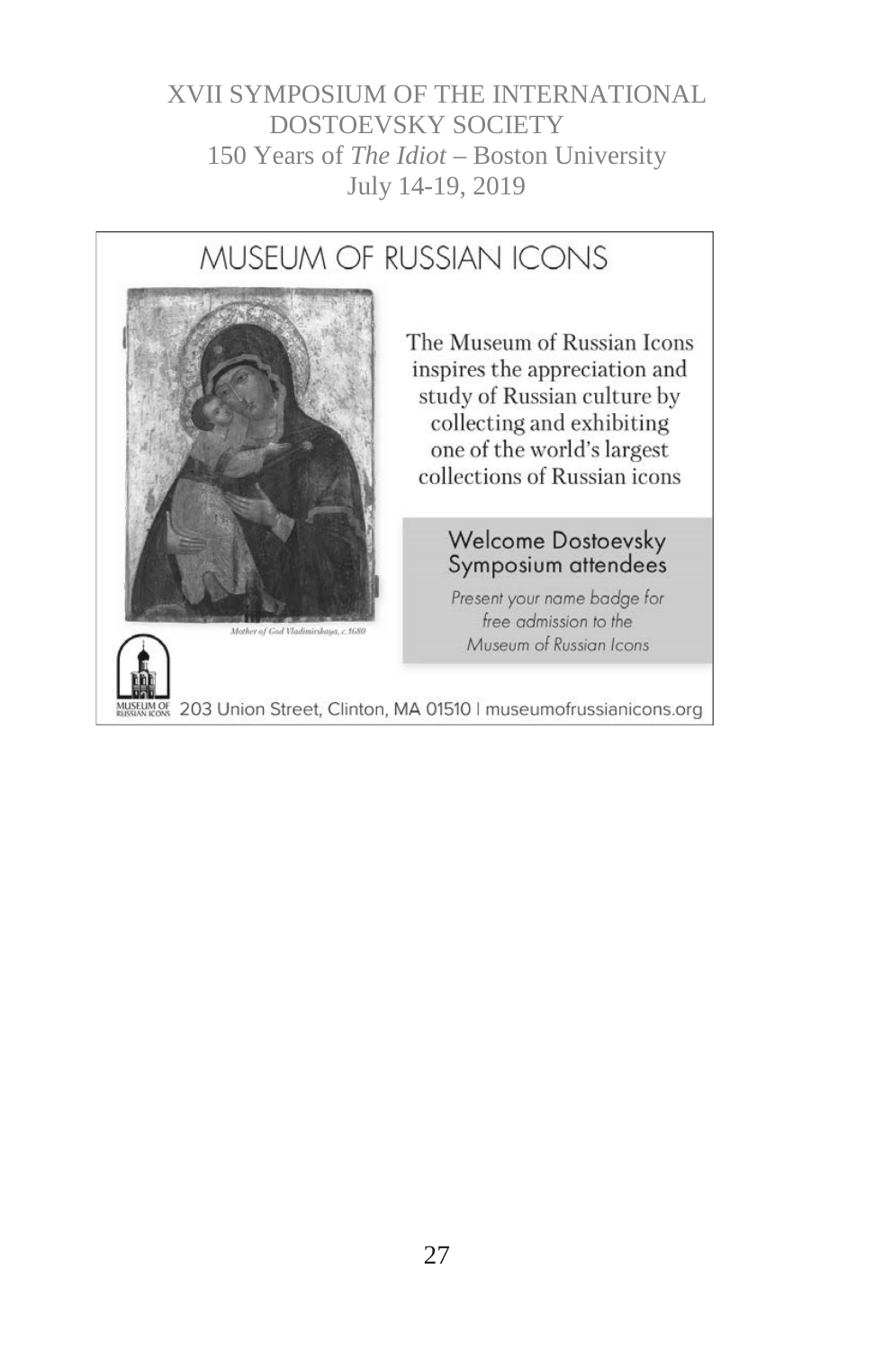# MUSEUM OF RUSSIAN ICONS

*Mother of God Vladimirskaya, c.1680*

The Museum of Russian Icons inspires the appreciation and study of Russian culture by collecting and exhibiting one of the world's largest collections of Russian icons

## Welcome Dostoevsky Symposium attendees

*Present your name badge for free admission to the Museum of Russian Icons*

MUSEUM OF RUSSIAN ICONS 203 Union Street, Clinton, MA 01510 | museumofrussianicons.org